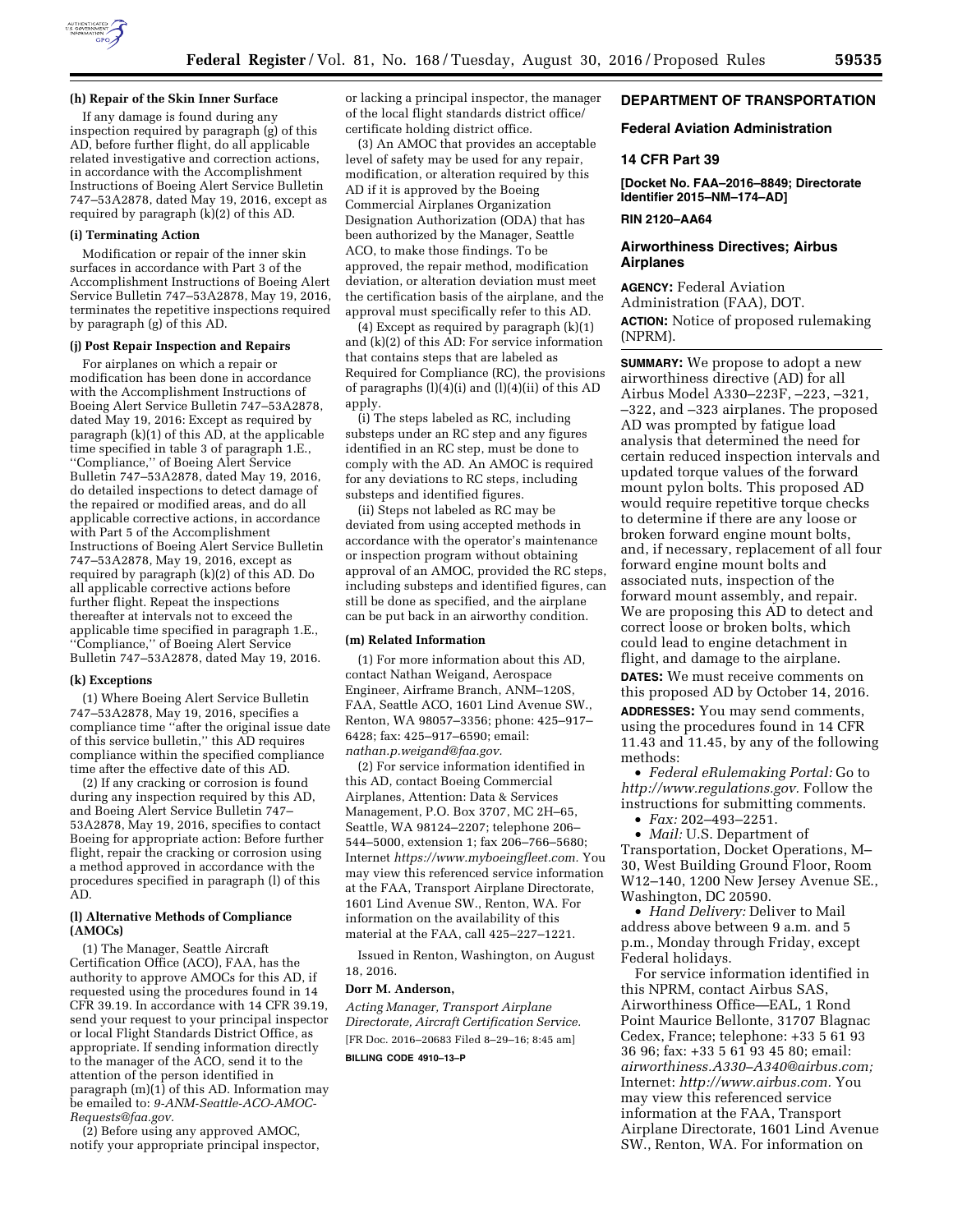**(h) Repair of the Skin Inner Surface**

If any damage is found during any inspection required by paragraph (g) of this AD, before further flight, do all applicable related investigative and correction actions, in accordance with the Accomplishment Instructions of Boeing Alert Service Bulletin 747–53A2878, dated May 19, 2016, except as required by paragraph (k)(2) of this AD.

**(i) Terminating Action**

Modification or repair of the inner skin surfaces in accordance with Part 3 of the Accomplishment Instructions of Boeing Alert Service Bulletin 747–53A2878, May 19, 2016, terminates the repetitive inspections required by paragraph (g) of this AD.

**(j) Post Repair Inspection and Repairs**

For airplanes on which a repair or modification has been done in accordance with the Accomplishment Instructions of Boeing Alert Service Bulletin 747–53A2878, dated May 19, 2016: Except as required by paragraph (k)(1) of this AD, at the applicable time specified in table 3 of paragraph 1.E., ''Compliance,'' of Boeing Alert Service Bulletin 747–53A2878, dated May 19, 2016, do detailed inspections to detect damage of the repaired or modified areas, and do all applicable corrective actions, in accordance with Part 5 of the Accomplishment Instructions of Boeing Alert Service Bulletin 747–53A2878, May 19, 2016, except as required by paragraph (k)(2) of this AD. Do all applicable corrective actions before further flight. Repeat the inspections thereafter at intervals not to exceed the applicable time specified in paragraph 1.E., ''Compliance,'' of Boeing Alert Service Bulletin 747–53A2878, dated May 19, 2016.

**(k) Exceptions**

(1) Where Boeing Alert Service Bulletin 747–53A2878, May 19, 2016, specifies a compliance time ''after the original issue date of this service bulletin,'' this AD requires compliance within the specified compliance time after the effective date of this AD.

(2) If any cracking or corrosion is found during any inspection required by this AD, and Boeing Alert Service Bulletin 747–53A2878, May 19, 2016, specifies to contact Boeing for appropriate action: Before further flight, repair the cracking or corrosion using a method approved in accordance with the procedures specified in paragraph (l) of this AD.

**(l) Alternative Methods of Compliance (AMOCs)**

(1) The Manager, Seattle Aircraft Certification Office (ACO), FAA, has the authority to approve AMOCs for this AD, if requested using the procedures found in 14 CFR 39.19. In accordance with 14 CFR 39.19, send your request to your principal inspector or local Flight Standards District Office, as appropriate. If sending information directly to the manager of the ACO, send it to the attention of the person identified in paragraph (m)(1) of this AD. Information may be emailed to: *9-ANM-Seattle-ACO-AMOC-Requests@faa.gov.*

(2) Before using any approved AMOC, notify your appropriate principal inspector, or lacking a principal inspector, the manager of the local flight standards district office/certificate holding district office.

(3) An AMOC that provides an acceptable level of safety may be used for any repair, modification, or alteration required by this AD if it is approved by the Boeing Commercial Airplanes Organization Designation Authorization (ODA) that has been authorized by the Manager, Seattle ACO, to make those findings. To be approved, the repair method, modification deviation, or alteration deviation must meet the certification basis of the airplane, and the approval must specifically refer to this AD.

(4) Except as required by paragraph (k)(1) and (k)(2) of this AD: For service information that contains steps that are labeled as Required for Compliance (RC), the provisions of paragraphs (l)(4)(i) and (l)(4)(ii) of this AD apply.

(i) The steps labeled as RC, including substeps under an RC step and any figures identified in an RC step, must be done to comply with the AD. An AMOC is required for any deviations to RC steps, including substeps and identified figures.

(ii) Steps not labeled as RC may be deviated from using accepted methods in accordance with the operator's maintenance or inspection program without obtaining approval of an AMOC, provided the RC steps, including substeps and identified figures, can still be done as specified, and the airplane can be put back in an airworthy condition.

**(m) Related Information**

(1) For more information about this AD, contact Nathan Weigand, Aerospace Engineer, Airframe Branch, ANM–120S, FAA, Seattle ACO, 1601 Lind Avenue SW., Renton, WA 98057–3356; phone: 425–917–6428; fax: 425–917–6590; email: *nathan.p.weigand@faa.gov.*

(2) For service information identified in this AD, contact Boeing Commercial Airplanes, Attention: Data & Services Management, P.O. Box 3707, MC 2H–65, Seattle, WA 98124–2207; telephone 206–544–5000, extension 1; fax 206–766–5680; Internet *https://www.myboeingfleet.com.* You may view this referenced service information at the FAA, Transport Airplane Directorate, 1601 Lind Avenue SW., Renton, WA. For information on the availability of this material at the FAA, call 425–227–1221.

Issued in Renton, Washington, on August 18, 2016.

**Dorr M. Anderson,**

*Acting Manager, Transport Airplane Directorate, Aircraft Certification Service.*

[FR Doc. 2016–20683 Filed 8–29–16; 8:45 am]

**BILLING CODE 4910–13–P**

## DEPARTMENT OF TRANSPORTATION

## Federal Aviation Administration

## 14 CFR Part 39

**[Docket No. FAA–2016–8849; Directorate Identifier 2015–NM–174–AD]**

**RIN 2120–AA64**

## Airworthiness Directives; Airbus Airplanes

**AGENCY:** Federal Aviation Administration (FAA), DOT.

**ACTION:** Notice of proposed rulemaking (NPRM).

**SUMMARY:** We propose to adopt a new airworthiness directive (AD) for all Airbus Model A330–223F, –223, –321, –322, and –323 airplanes. The proposed AD was prompted by fatigue load analysis that determined the need for certain reduced inspection intervals and updated torque values of the forward mount pylon bolts. This proposed AD would require repetitive torque checks to determine if there are any loose or broken forward engine mount bolts, and, if necessary, replacement of all four forward engine mount bolts and associated nuts, inspection of the forward mount assembly, and repair. We are proposing this AD to detect and correct loose or broken bolts, which could lead to engine detachment in flight, and damage to the airplane.

**DATES:** We must receive comments on this proposed AD by October 14, 2016.

**ADDRESSES:** You may send comments, using the procedures found in 14 CFR 11.43 and 11.45, by any of the following methods:

- *Federal eRulemaking Portal:* Go to *http://www.regulations.gov.* Follow the instructions for submitting comments.
- *Fax:* 202–493–2251.
- *Mail:* U.S. Department of Transportation, Docket Operations, M–30, West Building Ground Floor, Room W12–140, 1200 New Jersey Avenue SE., Washington, DC 20590.
- *Hand Delivery:* Deliver to Mail address above between 9 a.m. and 5 p.m., Monday through Friday, except Federal holidays.

For service information identified in this NPRM, contact Airbus SAS, Airworthiness Office—EAL, 1 Rond Point Maurice Bellonte, 31707 Blagnac Cedex, France; telephone: +33 5 61 93 36 96; fax: +33 5 61 93 45 80; email: *airworthiness.A330–A340@airbus.com;* Internet: *http://www.airbus.com.* You may view this referenced service information at the FAA, Transport Airplane Directorate, 1601 Lind Avenue SW., Renton, WA. For information on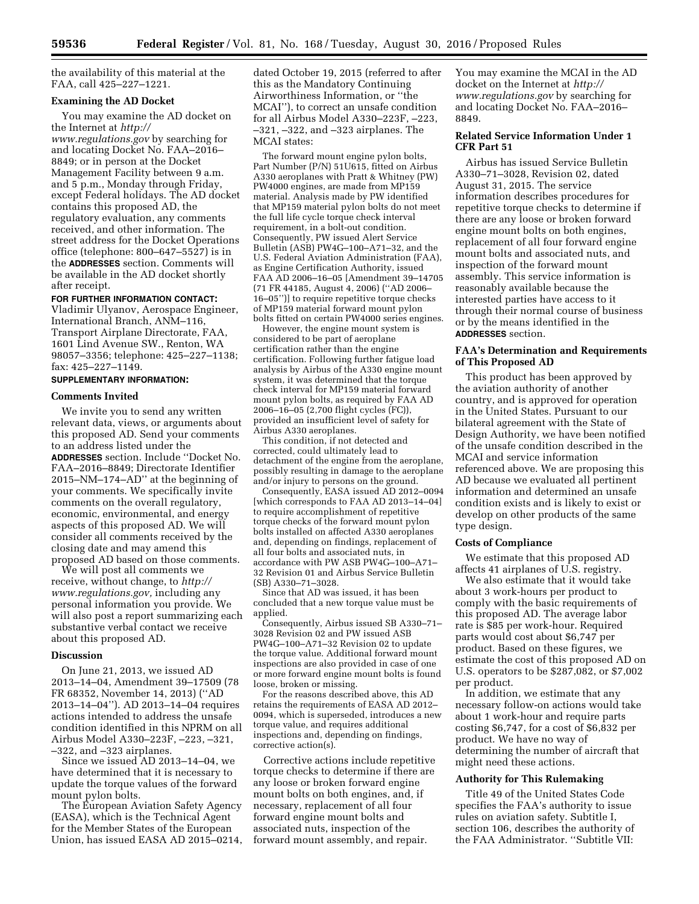the availability of this material at the FAA, call 425–227–1221.

### Examining the AD Docket

You may examine the AD docket on the Internet at *http://www.regulations.gov* by searching for and locating Docket No. FAA–2016–8849; or in person at the Docket Management Facility between 9 a.m. and 5 p.m., Monday through Friday, except Federal holidays. The AD docket contains this proposed AD, the regulatory evaluation, any comments received, and other information. The street address for the Docket Operations office (telephone: 800–647–5527) is in the **ADDRESSES** section. Comments will be available in the AD docket shortly after receipt.

**FOR FURTHER INFORMATION CONTACT:** Vladimir Ulyanov, Aerospace Engineer, International Branch, ANM–116, Transport Airplane Directorate, FAA, 1601 Lind Avenue SW., Renton, WA 98057–3356; telephone: 425–227–1138; fax: 425–227–1149.

**SUPPLEMENTARY INFORMATION:**

### Comments Invited

We invite you to send any written relevant data, views, or arguments about this proposed AD. Send your comments to an address listed under the **ADDRESSES** section. Include ''Docket No. FAA–2016–8849; Directorate Identifier 2015–NM–174–AD'' at the beginning of your comments. We specifically invite comments on the overall regulatory, economic, environmental, and energy aspects of this proposed AD. We will consider all comments received by the closing date and may amend this proposed AD based on those comments.

We will post all comments we receive, without change, to *http://www.regulations.gov,* including any personal information you provide. We will also post a report summarizing each substantive verbal contact we receive about this proposed AD.

### Discussion

On June 21, 2013, we issued AD 2013–14–04, Amendment 39–17509 (78 FR 68352, November 14, 2013) (''AD 2013–14–04''). AD 2013–14–04 requires actions intended to address the unsafe condition identified in this NPRM on all Airbus Model A330–223F, –223, –321, –322, and –323 airplanes.

Since we issued AD 2013–14–04, we have determined that it is necessary to update the torque values of the forward mount pylon bolts.

The European Aviation Safety Agency (EASA), which is the Technical Agent for the Member States of the European Union, has issued EASA AD 2015–0214, dated October 19, 2015 (referred to after this as the Mandatory Continuing Airworthiness Information, or ''the MCAI''), to correct an unsafe condition for all Airbus Model A330–223F, –223, –321, –322, and –323 airplanes. The MCAI states:

The forward mount engine pylon bolts, Part Number (P/N) 51U615, fitted on Airbus A330 aeroplanes with Pratt & Whitney (PW) PW4000 engines, are made from MP159 material. Analysis made by PW identified that MP159 material pylon bolts do not meet the full life cycle torque check interval requirement, in a bolt-out condition. Consequently, PW issued Alert Service Bulletin (ASB) PW4G–100–A71–32, and the U.S. Federal Aviation Administration (FAA), as Engine Certification Authority, issued FAA AD 2006–16–05 [Amendment 39–14705 (71 FR 44185, August 4, 2006) (''AD 2006–16–05'')] to require repetitive torque checks of MP159 material forward mount pylon bolts fitted on certain PW4000 series engines.

However, the engine mount system is considered to be part of aeroplane certification rather than the engine certification. Following further fatigue load analysis by Airbus of the A330 engine mount system, it was determined that the torque check interval for MP159 material forward mount pylon bolts, as required by FAA AD 2006–16–05 (2,700 flight cycles (FC)), provided an insufficient level of safety for Airbus A330 aeroplanes.

This condition, if not detected and corrected, could ultimately lead to detachment of the engine from the aeroplane, possibly resulting in damage to the aeroplane and/or injury to persons on the ground.

Consequently, EASA issued AD 2012–0094 [which corresponds to FAA AD 2013–14–04] to require accomplishment of repetitive torque checks of the forward mount pylon bolts installed on affected A330 aeroplanes and, depending on findings, replacement of all four bolts and associated nuts, in accordance with PW ASB PW4G–100–A71–32 Revision 01 and Airbus Service Bulletin (SB) A330–71–3028.

Since that AD was issued, it has been concluded that a new torque value must be applied.

Consequently, Airbus issued SB A330–71–3028 Revision 02 and PW issued ASB PW4G–100–A71–32 Revision 02 to update the torque value. Additional forward mount inspections are also provided in case of one or more forward engine mount bolts is found loose, broken or missing.

For the reasons described above, this AD retains the requirements of EASA AD 2012–0094, which is superseded, introduces a new torque value, and requires additional inspections and, depending on findings, corrective action(s).

Corrective actions include repetitive torque checks to determine if there are any loose or broken forward engine mount bolts on both engines, and, if necessary, replacement of all four forward engine mount bolts and associated nuts, inspection of the forward mount assembly, and repair.

You may examine the MCAI in the AD docket on the Internet at *http://www.regulations.gov* by searching for and locating Docket No. FAA–2016–8849.

### Related Service Information Under 1 CFR Part 51

Airbus has issued Service Bulletin A330–71–3028, Revision 02, dated August 31, 2015. The service information describes procedures for repetitive torque checks to determine if there are any loose or broken forward engine mount bolts on both engines, replacement of all four forward engine mount bolts and associated nuts, and inspection of the forward mount assembly. This service information is reasonably available because the interested parties have access to it through their normal course of business or by the means identified in the **ADDRESSES** section.

### FAA's Determination and Requirements of This Proposed AD

This product has been approved by the aviation authority of another country, and is approved for operation in the United States. Pursuant to our bilateral agreement with the State of Design Authority, we have been notified of the unsafe condition described in the MCAI and service information referenced above. We are proposing this AD because we evaluated all pertinent information and determined an unsafe condition exists and is likely to exist or develop on other products of the same type design.

### Costs of Compliance

We estimate that this proposed AD affects 41 airplanes of U.S. registry.

We also estimate that it would take about 3 work-hours per product to comply with the basic requirements of this proposed AD. The average labor rate is $85 per work-hour. Required parts would cost about $6,747 per product. Based on these figures, we estimate the cost of this proposed AD on U.S. operators to be $287,082, or $7,002 per product.

In addition, we estimate that any necessary follow-on actions would take about 1 work-hour and require parts costing $6,747, for a cost of $6,832 per product. We have no way of determining the number of aircraft that might need these actions.

### Authority for This Rulemaking

Title 49 of the United States Code specifies the FAA's authority to issue rules on aviation safety. Subtitle I, section 106, describes the authority of the FAA Administrator. ''Subtitle VII: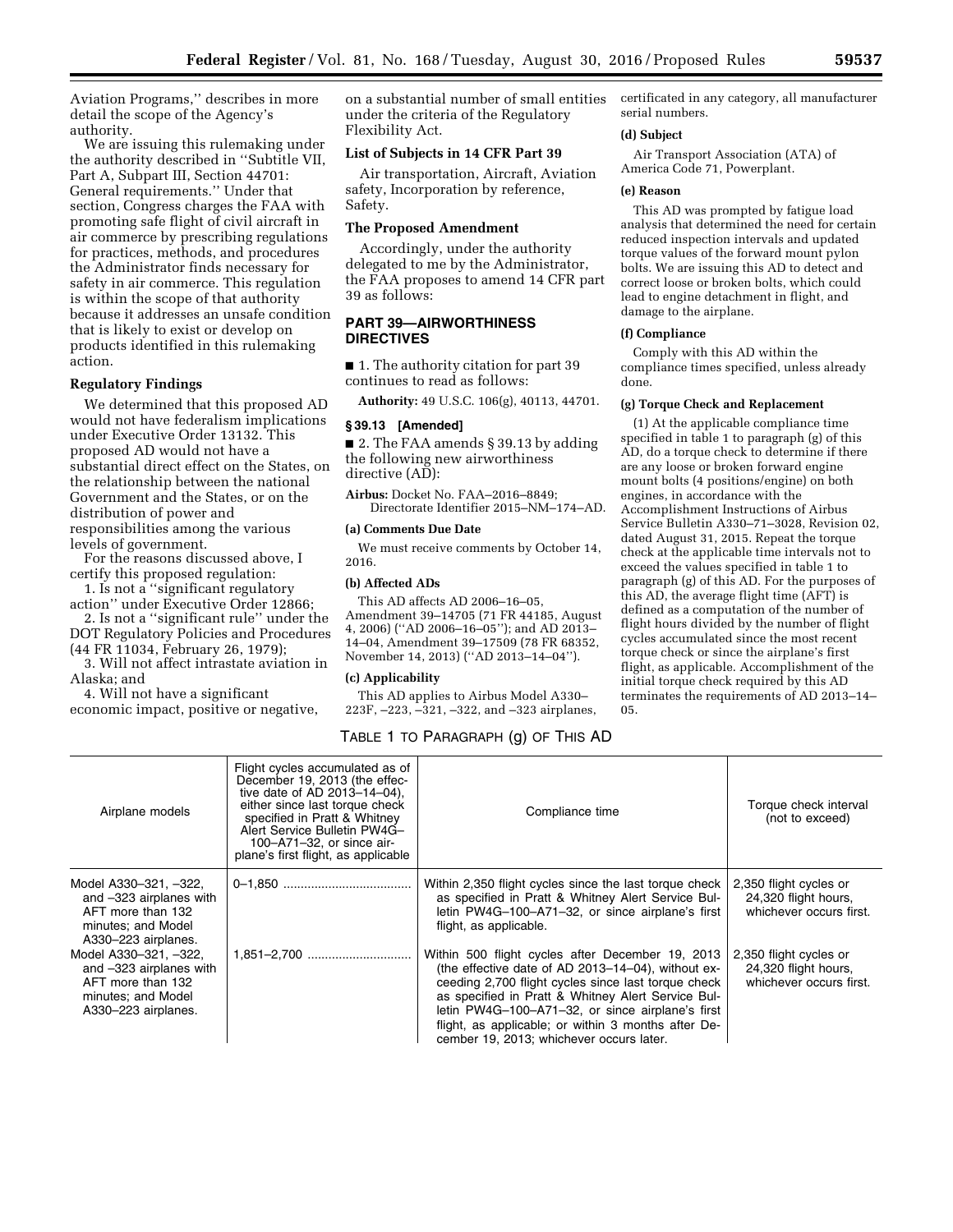Aviation Programs,'' describes in more detail the scope of the Agency's authority.

We are issuing this rulemaking under the authority described in ''Subtitle VII, Part A, Subpart III, Section 44701: General requirements.'' Under that section, Congress charges the FAA with promoting safe flight of civil aircraft in air commerce by prescribing regulations for practices, methods, and procedures the Administrator finds necessary for safety in air commerce. This regulation is within the scope of that authority because it addresses an unsafe condition that is likely to exist or develop on products identified in this rulemaking action.

**Regulatory Findings**

We determined that this proposed AD would not have federalism implications under Executive Order 13132. This proposed AD would not have a substantial direct effect on the States, on the relationship between the national Government and the States, or on the distribution of power and responsibilities among the various levels of government.

For the reasons discussed above, I certify this proposed regulation:

1. Is not a ''significant regulatory action'' under Executive Order 12866;

2. Is not a ''significant rule'' under the DOT Regulatory Policies and Procedures (44 FR 11034, February 26, 1979);

3. Will not affect intrastate aviation in Alaska; and

4. Will not have a significant economic impact, positive or negative, on a substantial number of small entities under the criteria of the Regulatory Flexibility Act.

**List of Subjects in 14 CFR Part 39**

Air transportation, Aircraft, Aviation safety, Incorporation by reference, Safety.

**The Proposed Amendment**

Accordingly, under the authority delegated to me by the Administrator, the FAA proposes to amend 14 CFR part 39 as follows:

## PART 39—AIRWORTHINESS DIRECTIVES

■ 1. The authority citation for part 39 continues to read as follows:

**Authority:** 49 U.S.C. 106(g), 40113, 44701.

**§ 39.13 [Amended]**

■ 2. The FAA amends § 39.13 by adding the following new airworthiness directive (AD):

**Airbus:** Docket No. FAA–2016–8849; Directorate Identifier 2015–NM–174–AD.

**(a) Comments Due Date**

We must receive comments by October 14, 2016.

**(b) Affected ADs**

This AD affects AD 2006–16–05, Amendment 39–14705 (71 FR 44185, August 4, 2006) (''AD 2006–16–05''); and AD 2013–14–04, Amendment 39–17509 (78 FR 68352, November 14, 2013) (''AD 2013–14–04'').

**(c) Applicability**

This AD applies to Airbus Model A330–223F, –223, –321, –322, and –323 airplanes, certificated in any category, all manufacturer serial numbers.

**(d) Subject**

Air Transport Association (ATA) of America Code 71, Powerplant.

**(e) Reason**

This AD was prompted by fatigue load analysis that determined the need for certain reduced inspection intervals and updated torque values of the forward mount pylon bolts. We are issuing this AD to detect and correct loose or broken bolts, which could lead to engine detachment in flight, and damage to the airplane.

**(f) Compliance**

Comply with this AD within the compliance times specified, unless already done.

**(g) Torque Check and Replacement**

(1) At the applicable compliance time specified in table 1 to paragraph (g) of this AD, do a torque check to determine if there are any loose or broken forward engine mount bolts (4 positions/engine) on both engines, in accordance with the Accomplishment Instructions of Airbus Service Bulletin A330–71–3028, Revision 02, dated August 31, 2015. Repeat the torque check at the applicable time intervals not to exceed the values specified in table 1 to paragraph (g) of this AD. For the purposes of this AD, the average flight time (AFT) is defined as a computation of the number of flight hours divided by the number of flight cycles accumulated since the most recent torque check or since the airplane's first flight, as applicable. Accomplishment of the initial torque check required by this AD terminates the requirements of AD 2013–14–05.

TABLE 1 TO PARAGRAPH (g) OF THIS AD

| Airplane models | Flight cycles accumulated as of December 19, 2013 (the effective date of AD 2013–14–04), either since last torque check specified in Pratt & Whitney Alert Service Bulletin PW4G–100–A71–32, or since airplane's first flight, as applicable | Compliance time | Torque check interval (not to exceed) |
|---|---|---|---|
| Model A330–321, –322, and –323 airplanes with AFT more than 132 minutes; and Model A330–223 airplanes. | 0–1,850 | Within 2,350 flight cycles since the last torque check as specified in Pratt & Whitney Alert Service Bulletin PW4G–100–A71–32, or since airplane's first flight, as applicable. | 2,350 flight cycles or 24,320 flight hours, whichever occurs first. |
| Model A330–321, –322, and –323 airplanes with AFT more than 132 minutes; and Model A330–223 airplanes. | 1,851–2,700 | Within 500 flight cycles after December 19, 2013 (the effective date of AD 2013–14–04), without exceeding 2,700 flight cycles since last torque check as specified in Pratt & Whitney Alert Service Bulletin PW4G–100–A71–32, or since airplane's first flight, as applicable; or within 3 months after December 19, 2013; whichever occurs later. | 2,350 flight cycles or 24,320 flight hours, whichever occurs first. |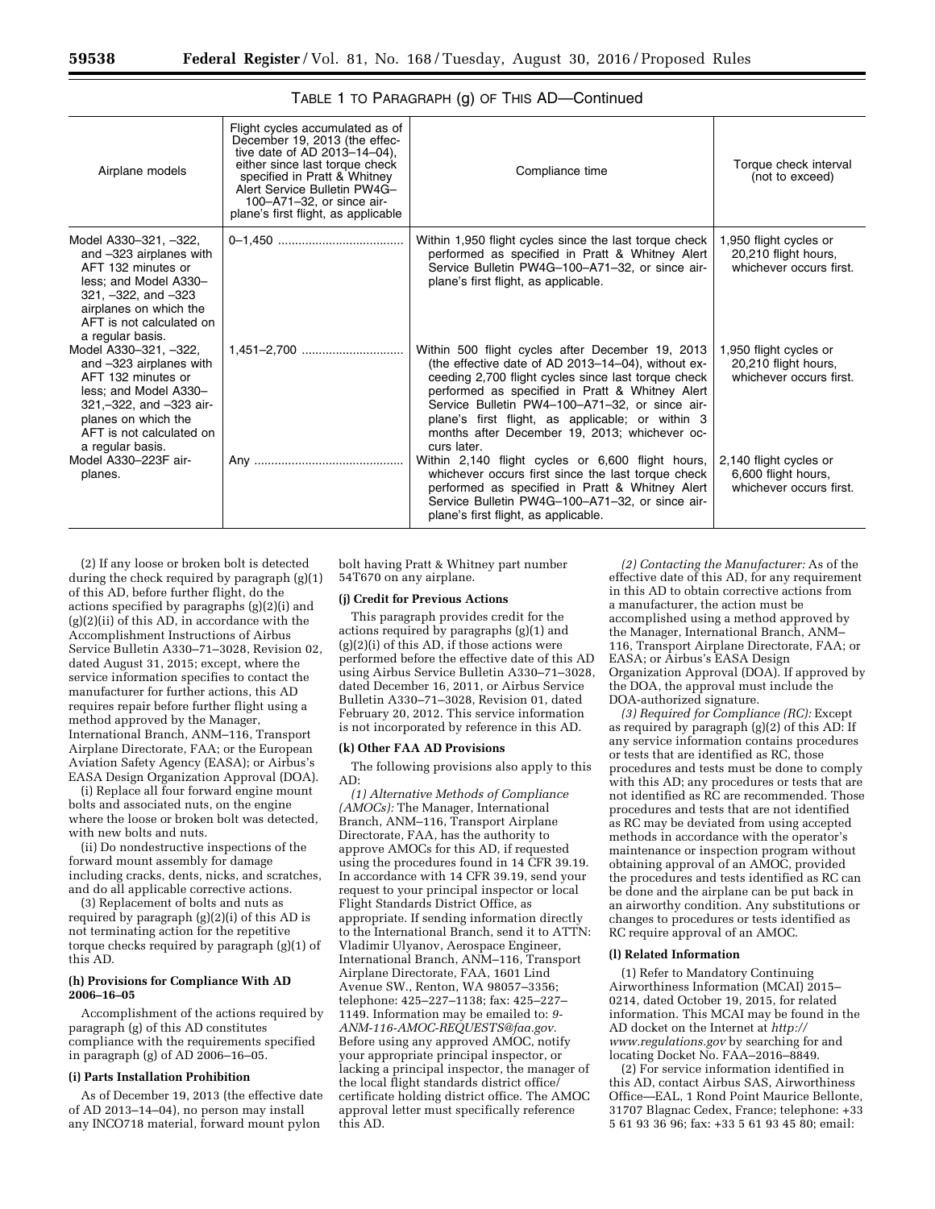TABLE 1 TO PARAGRAPH (g) OF THIS AD—Continued

| Airplane models | Flight cycles accumulated as of December 19, 2013 (the effective date of AD 2013–14–04), either since last torque check specified in Pratt & Whitney Alert Service Bulletin PW4G–100–A71–32, or since airplane's first flight, as applicable | Compliance time | Torque check interval (not to exceed) |
|---|---|---|---|
| Model A330–321, –322, and –323 airplanes with AFT 132 minutes or less; and Model A330–321, –322, and –323 airplanes on which the AFT is not calculated on a regular basis. | 0–1,450 | Within 1,950 flight cycles since the last torque check performed as specified in Pratt & Whitney Alert Service Bulletin PW4G–100–A71–32, or since airplane's first flight, as applicable. | 1,950 flight cycles or 20,210 flight hours, whichever occurs first. |
| Model A330–321, –322, and –323 airplanes with AFT 132 minutes or less; and Model A330–321,–322, and –323 airplanes on which the AFT is not calculated on a regular basis. | 1,451–2,700 | Within 500 flight cycles after December 19, 2013 (the effective date of AD 2013–14–04), without exceeding 2,700 flight cycles since last torque check performed as specified in Pratt & Whitney Alert Service Bulletin PW4–100–A71–32, or since airplane's first flight, as applicable; or within 3 months after December 19, 2013; whichever occurs later. | 1,950 flight cycles or 20,210 flight hours, whichever occurs first. |
| Model A330–223F airplanes. | Any | Within 2,140 flight cycles or 6,600 flight hours, whichever occurs first since the last torque check performed as specified in Pratt & Whitney Alert Service Bulletin PW4G–100–A71–32, or since airplane's first flight, as applicable. | 2,140 flight cycles or 6,600 flight hours, whichever occurs first. |

(2) If any loose or broken bolt is detected during the check required by paragraph (g)(1) of this AD, before further flight, do the actions specified by paragraphs (g)(2)(i) and (g)(2)(ii) of this AD, in accordance with the Accomplishment Instructions of Airbus Service Bulletin A330–71–3028, Revision 02, dated August 31, 2015; except, where the service information specifies to contact the manufacturer for further actions, this AD requires repair before further flight using a method approved by the Manager, International Branch, ANM–116, Transport Airplane Directorate, FAA; or the European Aviation Safety Agency (EASA); or Airbus's EASA Design Organization Approval (DOA).

(i) Replace all four forward engine mount bolts and associated nuts, on the engine where the loose or broken bolt was detected, with new bolts and nuts.

(ii) Do nondestructive inspections of the forward mount assembly for damage including cracks, dents, nicks, and scratches, and do all applicable corrective actions.

(3) Replacement of bolts and nuts as required by paragraph (g)(2)(i) of this AD is not terminating action for the repetitive torque checks required by paragraph (g)(1) of this AD.

**(h) Provisions for Compliance With AD 2006–16–05**

Accomplishment of the actions required by paragraph (g) of this AD constitutes compliance with the requirements specified in paragraph (g) of AD 2006–16–05.

**(i) Parts Installation Prohibition**

As of December 19, 2013 (the effective date of AD 2013–14–04), no person may install any INCO718 material, forward mount pylon bolt having Pratt & Whitney part number 54T670 on any airplane.

**(j) Credit for Previous Actions**

This paragraph provides credit for the actions required by paragraphs (g)(1) and (g)(2)(i) of this AD, if those actions were performed before the effective date of this AD using Airbus Service Bulletin A330–71–3028, dated December 16, 2011, or Airbus Service Bulletin A330–71–3028, Revision 01, dated February 20, 2012. This service information is not incorporated by reference in this AD.

**(k) Other FAA AD Provisions**

The following provisions also apply to this AD:

*(1) Alternative Methods of Compliance (AMOCs):* The Manager, International Branch, ANM–116, Transport Airplane Directorate, FAA, has the authority to approve AMOCs for this AD, if requested using the procedures found in 14 CFR 39.19. In accordance with 14 CFR 39.19, send your request to your principal inspector or local Flight Standards District Office, as appropriate. If sending information directly to the International Branch, send it to ATTN: Vladimir Ulyanov, Aerospace Engineer, International Branch, ANM–116, Transport Airplane Directorate, FAA, 1601 Lind Avenue SW., Renton, WA 98057–3356; telephone: 425–227–1138; fax: 425–227–1149. Information may be emailed to: *9-ANM-116-AMOC-REQUESTS@faa.gov*. Before using any approved AMOC, notify your appropriate principal inspector, or lacking a principal inspector, the manager of the local flight standards district office/certificate holding district office. The AMOC approval letter must specifically reference this AD.

*(2) Contacting the Manufacturer:* As of the effective date of this AD, for any requirement in this AD to obtain corrective actions from a manufacturer, the action must be accomplished using a method approved by the Manager, International Branch, ANM–116, Transport Airplane Directorate, FAA; or EASA; or Airbus's EASA Design Organization Approval (DOA). If approved by the DOA, the approval must include the DOA-authorized signature.

*(3) Required for Compliance (RC):* Except as required by paragraph (g)(2) of this AD: If any service information contains procedures or tests that are identified as RC, those procedures and tests must be done to comply with this AD; any procedures or tests that are not identified as RC are recommended. Those procedures and tests that are not identified as RC may be deviated from using accepted methods in accordance with the operator's maintenance or inspection program without obtaining approval of an AMOC, provided the procedures and tests identified as RC can be done and the airplane can be put back in an airworthy condition. Any substitutions or changes to procedures or tests identified as RC require approval of an AMOC.

**(l) Related Information**

(1) Refer to Mandatory Continuing Airworthiness Information (MCAI) 2015–0214, dated October 19, 2015, for related information. This MCAI may be found in the AD docket on the Internet at *http://www.regulations.gov* by searching for and locating Docket No. FAA–2016–8849.

(2) For service information identified in this AD, contact Airbus SAS, Airworthiness Office—EAL, 1 Rond Point Maurice Bellonte, 31707 Blagnac Cedex, France; telephone: +33 5 61 93 36 96; fax: +33 5 61 93 45 80; email: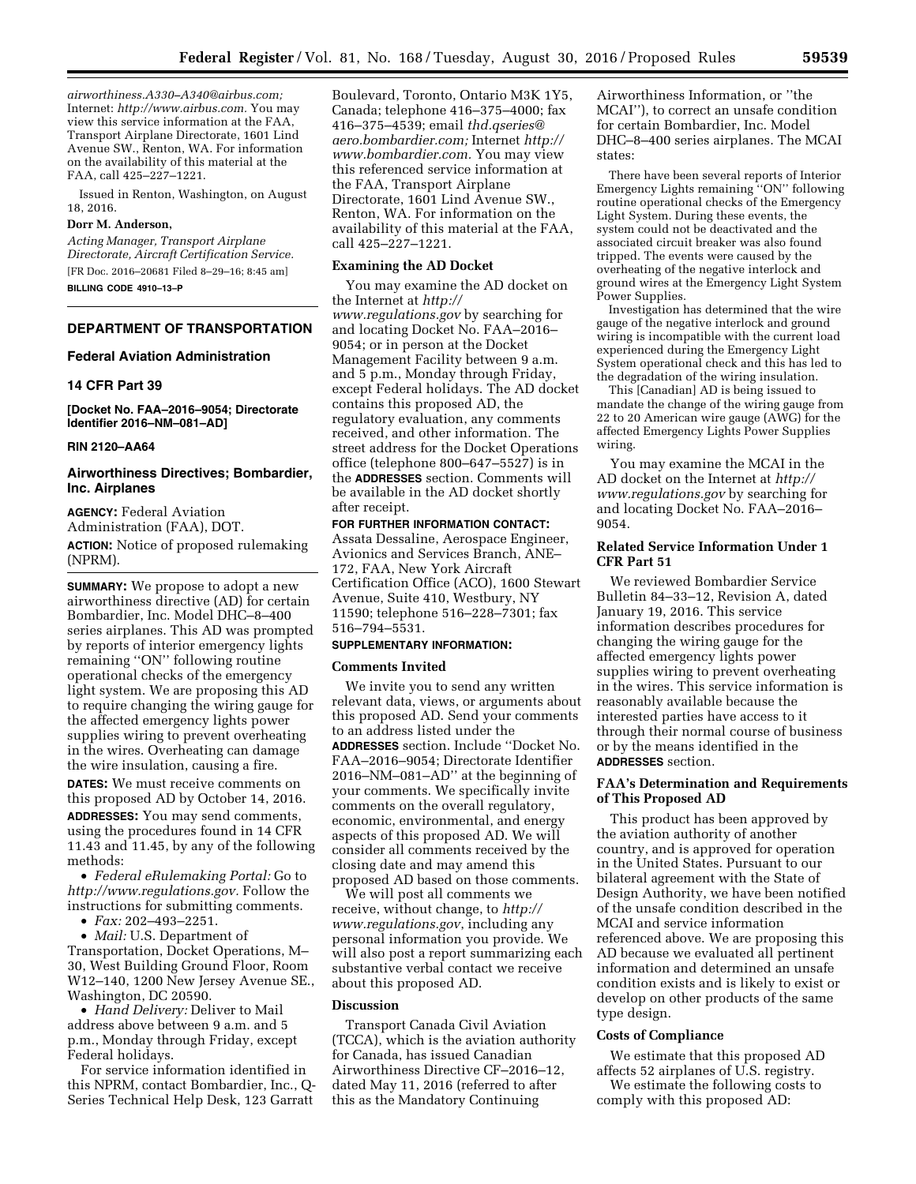*airworthiness.A330–A340@airbus.com;* Internet: *http://www.airbus.com.* You may view this service information at the FAA, Transport Airplane Directorate, 1601 Lind Avenue SW., Renton, WA. For information on the availability of this material at the FAA, call 425–227–1221.

Issued in Renton, Washington, on August 18, 2016.

**Dorr M. Anderson,**

*Acting Manager, Transport Airplane Directorate, Aircraft Certification Service.*

[FR Doc. 2016–20681 Filed 8–29–16; 8:45 am]

**BILLING CODE 4910–13–P**

## DEPARTMENT OF TRANSPORTATION

### Federal Aviation Administration

### 14 CFR Part 39

**[Docket No. FAA–2016–9054; Directorate Identifier 2016–NM–081–AD]**

**RIN 2120–AA64**

## Airworthiness Directives; Bombardier, Inc. Airplanes

**AGENCY:** Federal Aviation Administration (FAA), DOT.

**ACTION:** Notice of proposed rulemaking (NPRM).

**SUMMARY:** We propose to adopt a new airworthiness directive (AD) for certain Bombardier, Inc. Model DHC–8–400 series airplanes. This AD was prompted by reports of interior emergency lights remaining ''ON'' following routine operational checks of the emergency light system. We are proposing this AD to require changing the wiring gauge for the affected emergency lights power supplies wiring to prevent overheating in the wires. Overheating can damage the wire insulation, causing a fire.

**DATES:** We must receive comments on this proposed AD by October 14, 2016.

**ADDRESSES:** You may send comments, using the procedures found in 14 CFR 11.43 and 11.45, by any of the following methods:

- *Federal eRulemaking Portal:* Go to *http://www.regulations.gov.* Follow the instructions for submitting comments.
- *Fax:* 202–493–2251.
- *Mail:* U.S. Department of Transportation, Docket Operations, M–30, West Building Ground Floor, Room W12–140, 1200 New Jersey Avenue SE., Washington, DC 20590.
- *Hand Delivery:* Deliver to Mail address above between 9 a.m. and 5 p.m., Monday through Friday, except Federal holidays.

For service information identified in this NPRM, contact Bombardier, Inc., Q-Series Technical Help Desk, 123 Garratt Boulevard, Toronto, Ontario M3K 1Y5, Canada; telephone 416–375–4000; fax 416–375–4539; email *thd.qseries@aero.bombardier.com;* Internet *http://www.bombardier.com.* You may view this referenced service information at the FAA, Transport Airplane Directorate, 1601 Lind Avenue SW., Renton, WA. For information on the availability of this material at the FAA, call 425–227–1221.

### Examining the AD Docket

You may examine the AD docket on the Internet at *http://www.regulations.gov* by searching for and locating Docket No. FAA–2016–9054; or in person at the Docket Management Facility between 9 a.m. and 5 p.m., Monday through Friday, except Federal holidays. The AD docket contains this proposed AD, the regulatory evaluation, any comments received, and other information. The street address for the Docket Operations office (telephone 800–647–5527) is in the **ADDRESSES** section. Comments will be available in the AD docket shortly after receipt.

**FOR FURTHER INFORMATION CONTACT:** Assata Dessaline, Aerospace Engineer, Avionics and Services Branch, ANE–172, FAA, New York Aircraft Certification Office (ACO), 1600 Stewart Avenue, Suite 410, Westbury, NY 11590; telephone 516–228–7301; fax 516–794–5531.

**SUPPLEMENTARY INFORMATION:**

### Comments Invited

We invite you to send any written relevant data, views, or arguments about this proposed AD. Send your comments to an address listed under the **ADDRESSES** section. Include ''Docket No. FAA–2016–9054; Directorate Identifier 2016–NM–081–AD'' at the beginning of your comments. We specifically invite comments on the overall regulatory, economic, environmental, and energy aspects of this proposed AD. We will consider all comments received by the closing date and may amend this proposed AD based on those comments.

We will post all comments we receive, without change, to *http://www.regulations.gov*, including any personal information you provide. We will also post a report summarizing each substantive verbal contact we receive about this proposed AD.

### Discussion

Transport Canada Civil Aviation (TCCA), which is the aviation authority for Canada, has issued Canadian Airworthiness Directive CF–2016–12, dated May 11, 2016 (referred to after this as the Mandatory Continuing Airworthiness Information, or ''the MCAI''), to correct an unsafe condition for certain Bombardier, Inc. Model DHC–8–400 series airplanes. The MCAI states:

> There have been several reports of Interior Emergency Lights remaining ''ON'' following routine operational checks of the Emergency Light System. During these events, the system could not be deactivated and the associated circuit breaker was also found tripped. The events were caused by the overheating of the negative interlock and ground wires at the Emergency Light System Power Supplies.
>
> Investigation has determined that the wire gauge of the negative interlock and ground wiring is incompatible with the current load experienced during the Emergency Light System operational check and this has led to the degradation of the wiring insulation.
>
> This [Canadian] AD is being issued to mandate the change of the wiring gauge from 22 to 20 American wire gauge (AWG) for the affected Emergency Lights Power Supplies wiring.

You may examine the MCAI in the AD docket on the Internet at *http://www.regulations.gov* by searching for and locating Docket No. FAA–2016–9054.

### Related Service Information Under 1 CFR Part 51

We reviewed Bombardier Service Bulletin 84–33–12, Revision A, dated January 19, 2016. This service information describes procedures for changing the wiring gauge for the affected emergency lights power supplies wiring to prevent overheating in the wires. This service information is reasonably available because the interested parties have access to it through their normal course of business or by the means identified in the **ADDRESSES** section.

### FAA's Determination and Requirements of This Proposed AD

This product has been approved by the aviation authority of another country, and is approved for operation in the United States. Pursuant to our bilateral agreement with the State of Design Authority, we have been notified of the unsafe condition described in the MCAI and service information referenced above. We are proposing this AD because we evaluated all pertinent information and determined an unsafe condition exists and is likely to exist or develop on other products of the same type design.

### Costs of Compliance

We estimate that this proposed AD affects 52 airplanes of U.S. registry.

We estimate the following costs to comply with this proposed AD: